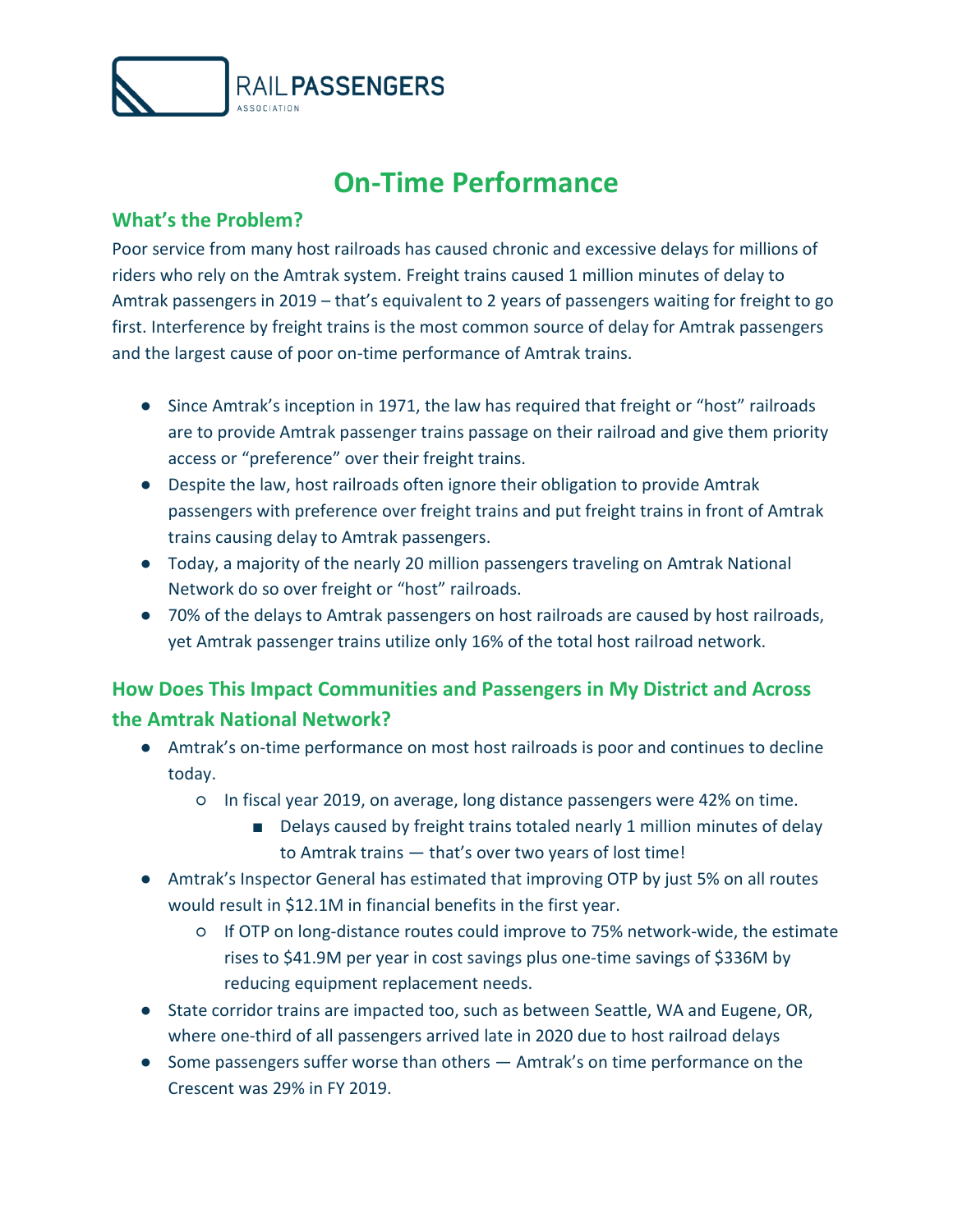RAIL PASSENGERS ASSOCIATION

# On-Time Performance

## What's the Problem?

Poor service from many host railroads has caused chronic and excessive delays for millions of riders who rely on the Amtrak system. Freight trains caused 1 million minutes of delay to Amtrak passengers in 2019 – that's equivalent to 2 years of passengers waiting for freight to go first. Interference by freight trains is the most common source of delay for Amtrak passengers and the largest cause of poor on-time performance of Amtrak trains.

- Since Amtrak's inception in 1971, the law has required that freight or "host" railroads are to provide Amtrak passenger trains passage on their railroad and give them priority access or "preference" over their freight trains.
- Despite the law, host railroads often ignore their obligation to provide Amtrak passengers with preference over freight trains and put freight trains in front of Amtrak trains causing delay to Amtrak passengers.
- Today, a majority of the nearly 20 million passengers traveling on Amtrak National Network do so over freight or "host" railroads.
- 70% of the delays to Amtrak passengers on host railroads are caused by host railroads, yet Amtrak passenger trains utilize only 16% of the total host railroad network.

## How Does This Impact Communities and Passengers in My District and Across the Amtrak National Network?

- Amtrak's on-time performance on most host railroads is poor and continues to decline today.
  - In fiscal year 2019, on average, long distance passengers were 42% on time.
    - Delays caused by freight trains totaled nearly 1 million minutes of delay to Amtrak trains — that's over two years of lost time!
- Amtrak's Inspector General has estimated that improving OTP by just 5% on all routes would result in $12.1M in financial benefits in the first year.
  - If OTP on long-distance routes could improve to 75% network-wide, the estimate rises to $41.9M per year in cost savings plus one-time savings of $336M by reducing equipment replacement needs.
- State corridor trains are impacted too, such as between Seattle, WA and Eugene, OR, where one-third of all passengers arrived late in 2020 due to host railroad delays
- Some passengers suffer worse than others — Amtrak's on time performance on the Crescent was 29% in FY 2019.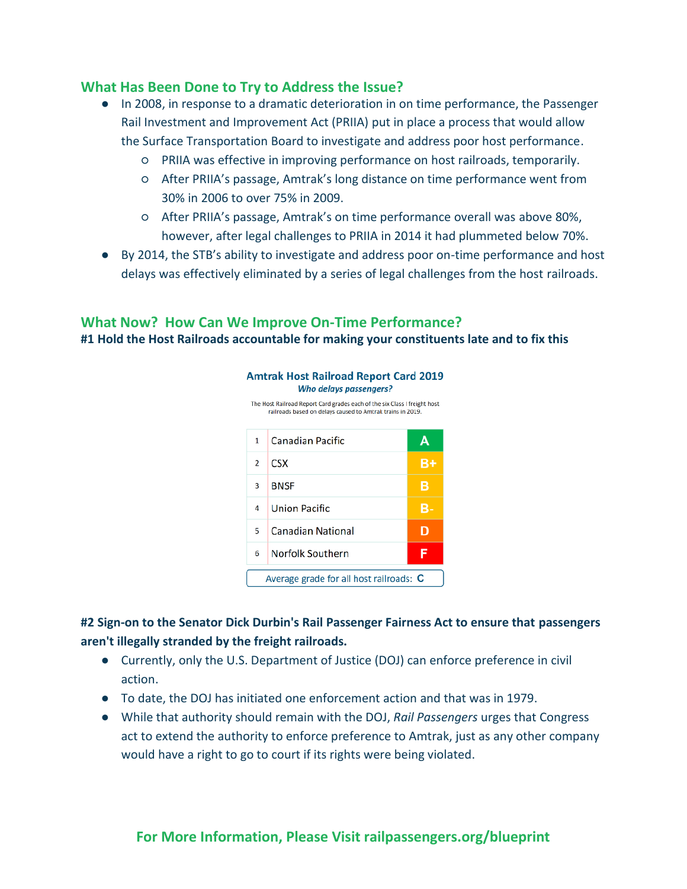## What Has Been Done to Try to Address the Issue?

- In 2008, in response to a dramatic deterioration in on time performance, the Passenger Rail Investment and Improvement Act (PRIIA) put in place a process that would allow the Surface Transportation Board to investigate and address poor host performance.
  - PRIIA was effective in improving performance on host railroads, temporarily.
  - After PRIIA's passage, Amtrak's long distance on time performance went from 30% in 2006 to over 75% in 2009.
  - After PRIIA's passage, Amtrak's on time performance overall was above 80%, however, after legal challenges to PRIIA in 2014 it had plummeted below 70%.
- By 2014, the STB's ability to investigate and address poor on-time performance and host delays was effectively eliminated by a series of legal challenges from the host railroads.

## What Now? How Can We Improve On-Time Performance?

**#1 Hold the Host Railroads accountable for making your constituents late and to fix this**

**Amtrak Host Railroad Report Card 2019**

***Who delays passengers?***

The Host Railroad Report Card grades each of the six Class I freight host railroads based on delays caused to Amtrak trains in 2019.

| | | |
|---|---|---|
| 1 | Canadian Pacific | A |
| 2 | CSX | B+ |
| 3 | BNSF | B |
| 4 | Union Pacific | B- |
| 5 | Canadian National | D |
| 6 | Norfolk Southern | F |

Average grade for all host railroads: **C**

**#2 Sign-on to the Senator Dick Durbin's Rail Passenger Fairness Act to ensure that passengers aren't illegally stranded by the freight railroads.**

- Currently, only the U.S. Department of Justice (DOJ) can enforce preference in civil action.
- To date, the DOJ has initiated one enforcement action and that was in 1979.
- While that authority should remain with the DOJ, *Rail Passengers* urges that Congress act to extend the authority to enforce preference to Amtrak, just as any other company would have a right to go to court if its rights were being violated.

**For More Information, Please Visit railpassengers.org/blueprint**